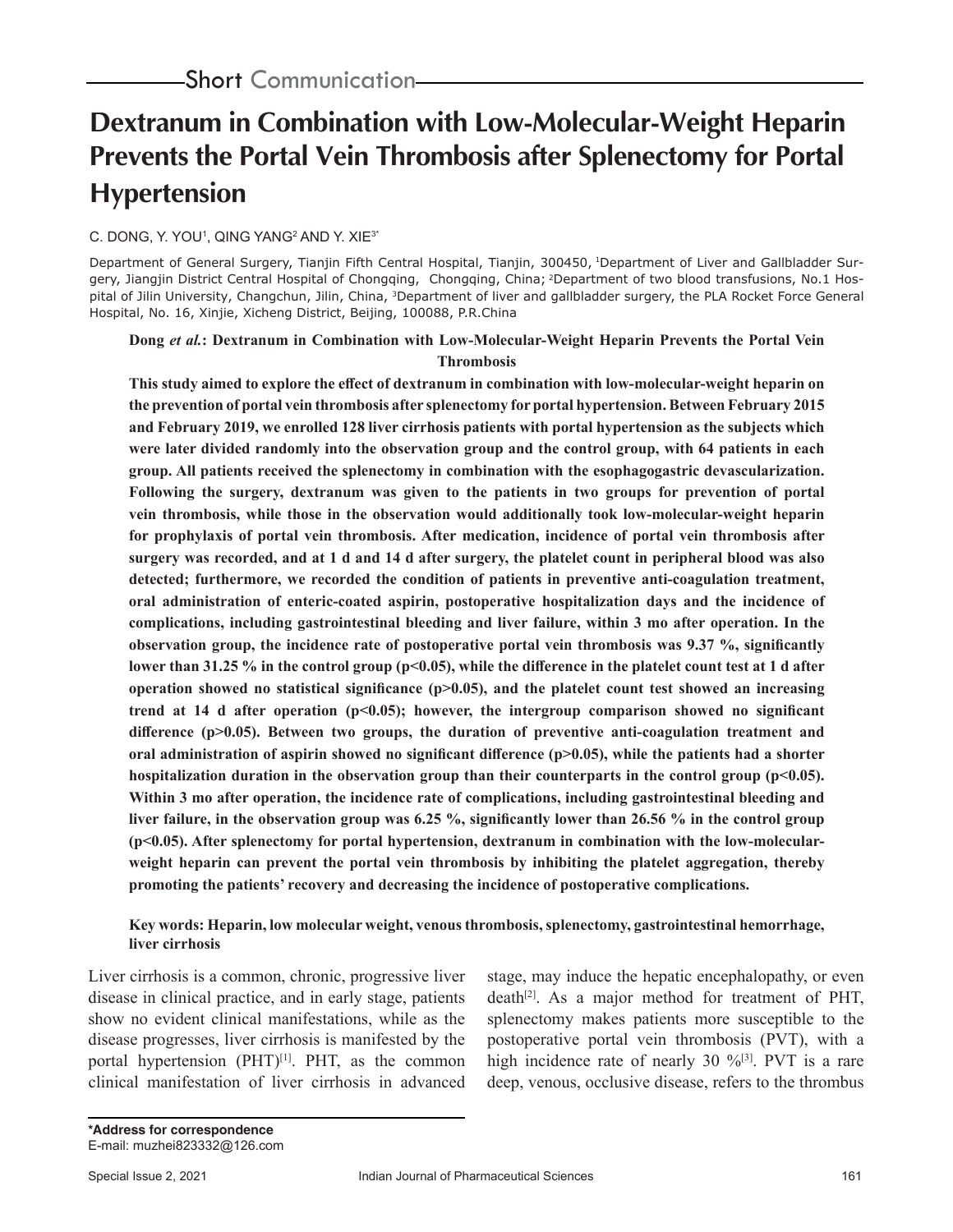## Short Communication

# Dextranum in Combination with Low-Molecular-Weight Heparin Prevents the Portal Vein Thrombosis after Splenectomy for Portal Hypertension

C. DONG, Y. YOU[1], QING YANG[2] AND Y. XIE[3*]

Department of General Surgery, Tianjin Fifth Central Hospital, Tianjin, 300450, [1]Department of Liver and Gallbladder Surgery, Jiangjin District Central Hospital of Chongqing, Chongqing, China; [2]Department of two blood transfusions, No.1 Hospital of Jilin University, Changchun, Jilin, China, [3]Department of liver and gallbladder surgery, the PLA Rocket Force General Hospital, No. 16, Xinjie, Xicheng District, Beijing, 100088, P.R.China

**Dong *et al.*: Dextranum in Combination with Low-Molecular-Weight Heparin Prevents the Portal Vein Thrombosis**

**This study aimed to explore the effect of dextranum in combination with low-molecular-weight heparin on the prevention of portal vein thrombosis after splenectomy for portal hypertension. Between February 2015 and February 2019, we enrolled 128 liver cirrhosis patients with portal hypertension as the subjects which were later divided randomly into the observation group and the control group, with 64 patients in each group. All patients received the splenectomy in combination with the esophagogastric devascularization. Following the surgery, dextranum was given to the patients in two groups for prevention of portal vein thrombosis, while those in the observation would additionally took low-molecular-weight heparin for prophylaxis of portal vein thrombosis. After medication, incidence of portal vein thrombosis after surgery was recorded, and at 1 d and 14 d after surgery, the platelet count in peripheral blood was also detected; furthermore, we recorded the condition of patients in preventive anti-coagulation treatment, oral administration of enteric-coated aspirin, postoperative hospitalization days and the incidence of complications, including gastrointestinal bleeding and liver failure, within 3 mo after operation. In the observation group, the incidence rate of postoperative portal vein thrombosis was 9.37 %, significantly lower than 31.25 % in the control group ($p<0.05$), while the difference in the platelet count test at 1 d after operation showed no statistical significance ($p>0.05$), and the platelet count test showed an increasing trend at 14 d after operation ($p<0.05$); however, the intergroup comparison showed no significant difference ($p>0.05$). Between two groups, the duration of preventive anti-coagulation treatment and oral administration of aspirin showed no significant difference ($p>0.05$), while the patients had a shorter hospitalization duration in the observation group than their counterparts in the control group ($p<0.05$). Within 3 mo after operation, the incidence rate of complications, including gastrointestinal bleeding and liver failure, in the observation group was 6.25 %, significantly lower than 26.56 % in the control group ($p<0.05$). After splenectomy for portal hypertension, dextranum in combination with the low-molecular-weight heparin can prevent the portal vein thrombosis by inhibiting the platelet aggregation, thereby promoting the patients' recovery and decreasing the incidence of postoperative complications.**

**Key words: Heparin, low molecular weight, venous thrombosis, splenectomy, gastrointestinal hemorrhage, liver cirrhosis**

Liver cirrhosis is a common, chronic, progressive liver disease in clinical practice, and in early stage, patients show no evident clinical manifestations, while as the disease progresses, liver cirrhosis is manifested by the portal hypertension (PHT)[1]. PHT, as the common clinical manifestation of liver cirrhosis in advanced stage, may induce the hepatic encephalopathy, or even death[2]. As a major method for treatment of PHT, splenectomy makes patients more susceptible to the postoperative portal vein thrombosis (PVT), with a high incidence rate of nearly 30 %[3]. PVT is a rare deep, venous, occlusive disease, refers to the thrombus

**\*Address for correspondence**
E-mail: muzhei823332@126.com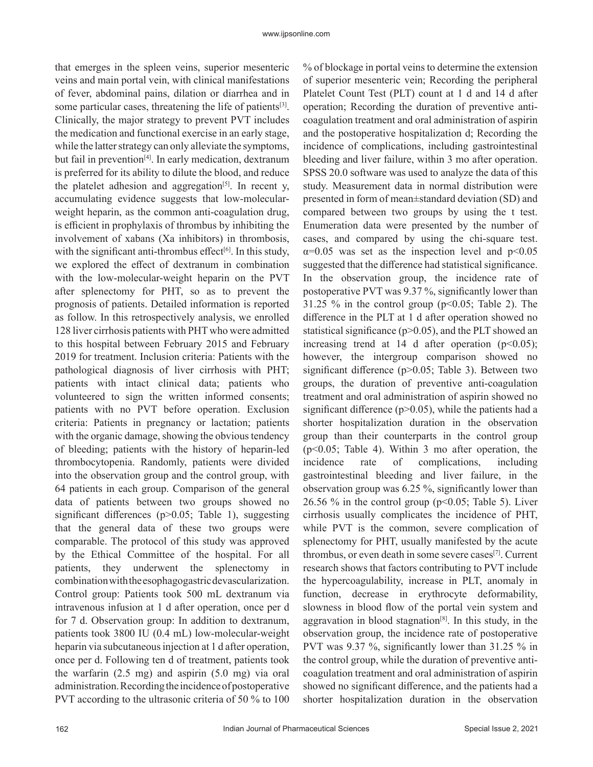that emerges in the spleen veins, superior mesenteric veins and main portal vein, with clinical manifestations of fever, abdominal pains, dilation or diarrhea and in some particular cases, threatening the life of patients[3]. Clinically, the major strategy to prevent PVT includes the medication and functional exercise in an early stage, while the latter strategy can only alleviate the symptoms, but fail in prevention[4]. In early medication, dextranum is preferred for its ability to dilute the blood, and reduce the platelet adhesion and aggregation[5]. In recent y, accumulating evidence suggests that low-molecular-weight heparin, as the common anti-coagulation drug, is efficient in prophylaxis of thrombus by inhibiting the involvement of xabans (Xa inhibitors) in thrombosis, with the significant anti-thrombus effect[6]. In this study, we explored the effect of dextranum in combination with the low-molecular-weight heparin on the PVT after splenectomy for PHT, so as to prevent the prognosis of patients. Detailed information is reported as follow. In this retrospectively analysis, we enrolled 128 liver cirrhosis patients with PHT who were admitted to this hospital between February 2015 and February 2019 for treatment. Inclusion criteria: Patients with the pathological diagnosis of liver cirrhosis with PHT; patients with intact clinical data; patients who volunteered to sign the written informed consents; patients with no PVT before operation. Exclusion criteria: Patients in pregnancy or lactation; patients with the organic damage, showing the obvious tendency of bleeding; patients with the history of heparin-led thrombocytopenia. Randomly, patients were divided into the observation group and the control group, with 64 patients in each group. Comparison of the general data of patients between two groups showed no significant differences ($p>0.05$; Table 1), suggesting that the general data of these two groups were comparable. The protocol of this study was approved by the Ethical Committee of the hospital. For all patients, they underwent the splenectomy in combination with the esophagogastric devascularization. Control group: Patients took 500 mL dextranum via intravenous infusion at 1 d after operation, once per d for 7 d. Observation group: In addition to dextranum, patients took 3800 IU (0.4 mL) low-molecular-weight heparin via subcutaneous injection at 1 d after operation, once per d. Following ten d of treatment, patients took the warfarin (2.5 mg) and aspirin (5.0 mg) via oral administration. Recording the incidence of postoperative PVT according to the ultrasonic criteria of 50 % to 100 % of blockage in portal veins to determine the extension of superior mesenteric vein; Recording the peripheral Platelet Count Test (PLT) count at 1 d and 14 d after operation; Recording the duration of preventive anti-coagulation treatment and oral administration of aspirin and the postoperative hospitalization d; Recording the incidence of complications, including gastrointestinal bleeding and liver failure, within 3 mo after operation. SPSS 20.0 software was used to analyze the data of this study. Measurement data in normal distribution were presented in form of mean±standard deviation (SD) and compared between two groups by using the t test. Enumeration data were presented by the number of cases, and compared by using the chi-square test. $\alpha=0.05$ was set as the inspection level and $p<0.05$ suggested that the difference had statistical significance. In the observation group, the incidence rate of postoperative PVT was 9.37 %, significantly lower than 31.25 % in the control group ($p<0.05$; Table 2). The difference in the PLT at 1 d after operation showed no statistical significance ($p>0.05$), and the PLT showed an increasing trend at 14 d after operation ($p<0.05$); however, the intergroup comparison showed no significant difference ($p>0.05$; Table 3). Between two groups, the duration of preventive anti-coagulation treatment and oral administration of aspirin showed no significant difference ($p>0.05$), while the patients had a shorter hospitalization duration in the observation group than their counterparts in the control group ($p<0.05$; Table 4). Within 3 mo after operation, the incidence rate of complications, including gastrointestinal bleeding and liver failure, in the observation group was 6.25 %, significantly lower than 26.56 % in the control group ($p<0.05$; Table 5). Liver cirrhosis usually complicates the incidence of PHT, while PVT is the common, severe complication of splenectomy for PHT, usually manifested by the acute thrombus, or even death in some severe cases[7]. Current research shows that factors contributing to PVT include the hypercoagulability, increase in PLT, anomaly in function, decrease in erythrocyte deformability, slowness in blood flow of the portal vein system and aggravation in blood stagnation[8]. In this study, in the observation group, the incidence rate of postoperative PVT was 9.37 %, significantly lower than 31.25 % in the control group, while the duration of preventive anti-coagulation treatment and oral administration of aspirin showed no significant difference, and the patients had a shorter hospitalization duration in the observation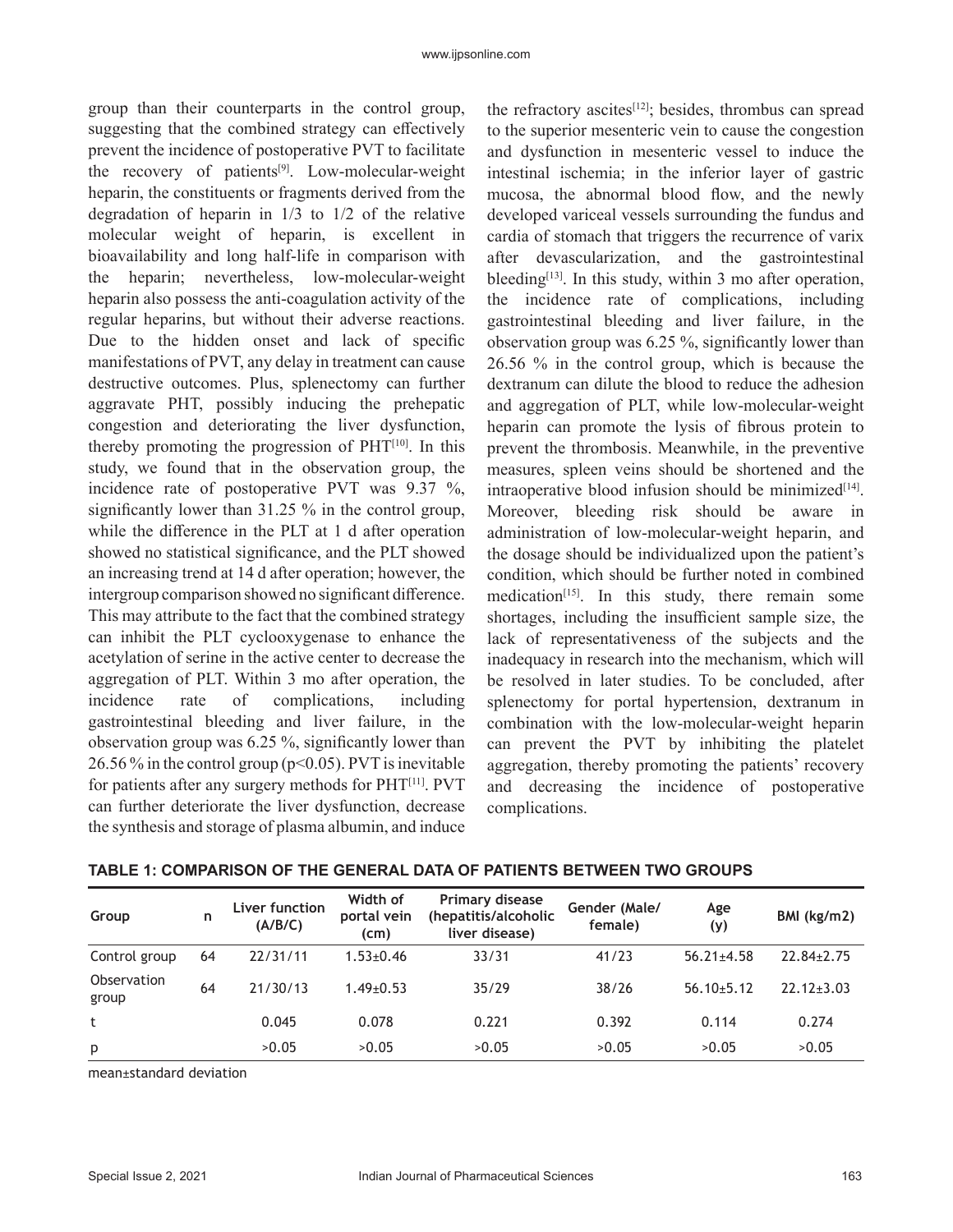group than their counterparts in the control group, suggesting that the combined strategy can effectively prevent the incidence of postoperative PVT to facilitate the recovery of patients[9]. Low-molecular-weight heparin, the constituents or fragments derived from the degradation of heparin in 1/3 to 1/2 of the relative molecular weight of heparin, is excellent in bioavailability and long half-life in comparison with the heparin; nevertheless, low-molecular-weight heparin also possess the anti-coagulation activity of the regular heparins, but without their adverse reactions. Due to the hidden onset and lack of specific manifestations of PVT, any delay in treatment can cause destructive outcomes. Plus, splenectomy can further aggravate PHT, possibly inducing the prehepatic congestion and deteriorating the liver dysfunction, thereby promoting the progression of PHT[10]. In this study, we found that in the observation group, the incidence rate of postoperative PVT was 9.37 %, significantly lower than 31.25 % in the control group, while the difference in the PLT at 1 d after operation showed no statistical significance, and the PLT showed an increasing trend at 14 d after operation; however, the intergroup comparison showed no significant difference. This may attribute to the fact that the combined strategy can inhibit the PLT cyclooxygenase to enhance the acetylation of serine in the active center to decrease the aggregation of PLT. Within 3 mo after operation, the incidence rate of complications, including gastrointestinal bleeding and liver failure, in the observation group was 6.25 %, significantly lower than 26.56 % in the control group ($p<0.05$). PVT is inevitable for patients after any surgery methods for PHT[11]. PVT can further deteriorate the liver dysfunction, decrease the synthesis and storage of plasma albumin, and induce the refractory ascites[12]; besides, thrombus can spread to the superior mesenteric vein to cause the congestion and dysfunction in mesenteric vessel to induce the intestinal ischemia; in the inferior layer of gastric mucosa, the abnormal blood flow, and the newly developed variceal vessels surrounding the fundus and cardia of stomach that triggers the recurrence of varix after devascularization, and the gastrointestinal bleeding[13]. In this study, within 3 mo after operation, the incidence rate of complications, including gastrointestinal bleeding and liver failure, in the observation group was 6.25 %, significantly lower than 26.56 % in the control group, which is because the dextranum can dilute the blood to reduce the adhesion and aggregation of PLT, while low-molecular-weight heparin can promote the lysis of fibrous protein to prevent the thrombosis. Meanwhile, in the preventive measures, spleen veins should be shortened and the intraoperative blood infusion should be minimized[14]. Moreover, bleeding risk should be aware in administration of low-molecular-weight heparin, and the dosage should be individualized upon the patient's condition, which should be further noted in combined medication[15]. In this study, there remain some shortages, including the insufficient sample size, the lack of representativeness of the subjects and the inadequacy in research into the mechanism, which will be resolved in later studies. To be concluded, after splenectomy for portal hypertension, dextranum in combination with the low-molecular-weight heparin can prevent the PVT by inhibiting the platelet aggregation, thereby promoting the patients' recovery and decreasing the incidence of postoperative complications.

**TABLE 1: COMPARISON OF THE GENERAL DATA OF PATIENTS BETWEEN TWO GROUPS**

| Group | n | Liver function (A/B/C) | Width of portal vein (cm) | Primary disease (hepatitis/alcoholic liver disease) | Gender (Male/ female) | Age (y) | BMI (kg/m2) |
|---|---|---|---|---|---|---|---|
| Control group | 64 | 22/31/11 | 1.53±0.46 | 33/31 | 41/23 | 56.21±4.58 | 22.84±2.75 |
| Observation group | 64 | 21/30/13 | 1.49±0.53 | 35/29 | 38/26 | 56.10±5.12 | 22.12±3.03 |
| t | | 0.045 | 0.078 | 0.221 | 0.392 | 0.114 | 0.274 |
| p | | >0.05 | >0.05 | >0.05 | >0.05 | >0.05 | >0.05 |

mean±standard deviation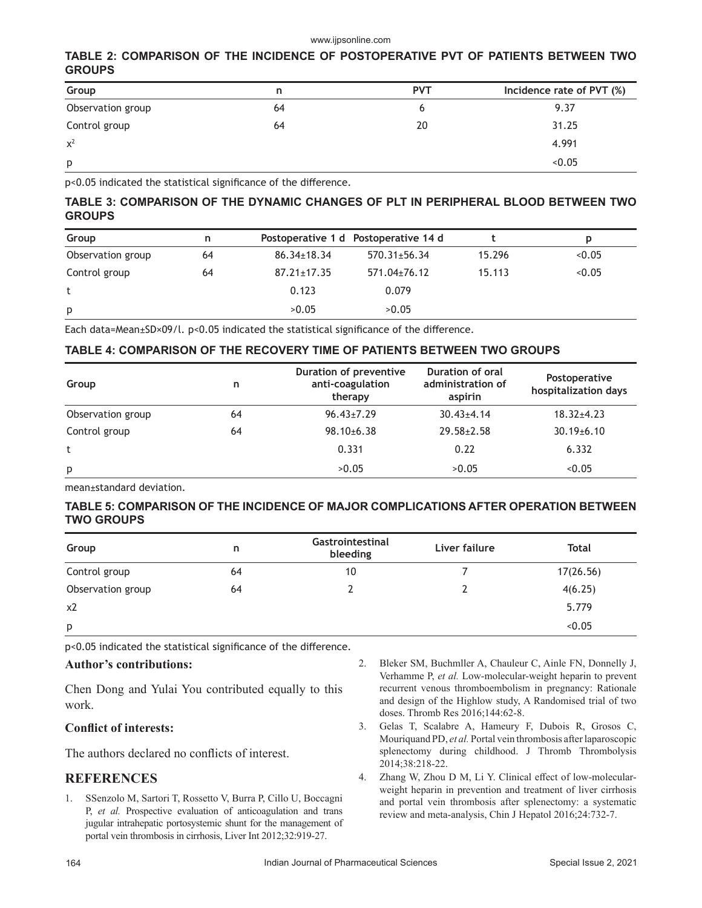**TABLE 2: COMPARISON OF THE INCIDENCE OF POSTOPERATIVE PVT OF PATIENTS BETWEEN TWO GROUPS**

| Group | n | PVT | Incidence rate of PVT (%) |
|---|---|---|---|
| Observation group | 64 | 6 | 9.37 |
| Control group | 64 | 20 | 31.25 |
| $x^2$ | | | 4.991 |
| p | | | <0.05 |

p<0.05 indicated the statistical significance of the difference.

**TABLE 3: COMPARISON OF THE DYNAMIC CHANGES OF PLT IN PERIPHERAL BLOOD BETWEEN TWO GROUPS**

| Group | n | Postoperative 1 d | Postoperative 14 d | t | p |
|---|---|---|---|---|---|
| Observation group | 64 | 86.34±18.34 | 570.31±56.34 | 15.296 | <0.05 |
| Control group | 64 | 87.21±17.35 | 571.04±76.12 | 15.113 | <0.05 |
| t | | 0.123 | 0.079 | | |
| p | | >0.05 | >0.05 | | |

Each data=Mean±SD×09/l. p<0.05 indicated the statistical significance of the difference.

**TABLE 4: COMPARISON OF THE RECOVERY TIME OF PATIENTS BETWEEN TWO GROUPS**

| Group | n | Duration of preventive anti-coagulation therapy | Duration of oral administration of aspirin | Postoperative hospitalization days |
|---|---|---|---|---|
| Observation group | 64 | 96.43±7.29 | 30.43±4.14 | 18.32±4.23 |
| Control group | 64 | 98.10±6.38 | 29.58±2.58 | 30.19±6.10 |
| t | | 0.331 | 0.22 | 6.332 |
| p | | >0.05 | >0.05 | <0.05 |

mean±standard deviation.

**TABLE 5: COMPARISON OF THE INCIDENCE OF MAJOR COMPLICATIONS AFTER OPERATION BETWEEN TWO GROUPS**

| Group | n | Gastrointestinal bleeding | Liver failure | Total |
|---|---|---|---|---|
| Control group | 64 | 10 | 7 | 17(26.56) |
| Observation group | 64 | 2 | 2 | 4(6.25) |
| x2 | | | | 5.779 |
| p | | | | <0.05 |

p<0.05 indicated the statistical significance of the difference.

**Author's contributions:**

Chen Dong and Yulai You contributed equally to this work.

**Conflict of interests:**

The authors declared no conflicts of interest.

## REFERENCES

1. SSenzolo M, Sartori T, Rossetto V, Burra P, Cillo U, Boccagni P, *et al.* Prospective evaluation of anticoagulation and trans jugular intrahepatic portosystemic shunt for the management of portal vein thrombosis in cirrhosis, Liver Int 2012;32:919-27.
2. Bleker SM, Buchmller A, Chauleur C, Ainle FN, Donnelly J, Verhamme P, *et al.* Low-molecular-weight heparin to prevent recurrent venous thromboembolism in pregnancy: Rationale and design of the Highlow study, A Randomised trial of two doses. Thromb Res 2016;144:62-8.
3. Gelas T, Scalabre A, Hameury F, Dubois R, Grosos C, Mouriquand PD, *et al.* Portal vein thrombosis after laparoscopic splenectomy during childhood. J Thromb Thrombolysis 2014;38:218-22.
4. Zhang W, Zhou D M, Li Y. Clinical effect of low-molecular-weight heparin in prevention and treatment of liver cirrhosis and portal vein thrombosis after splenectomy: a systematic review and meta-analysis, Chin J Hepatol 2016;24:732-7.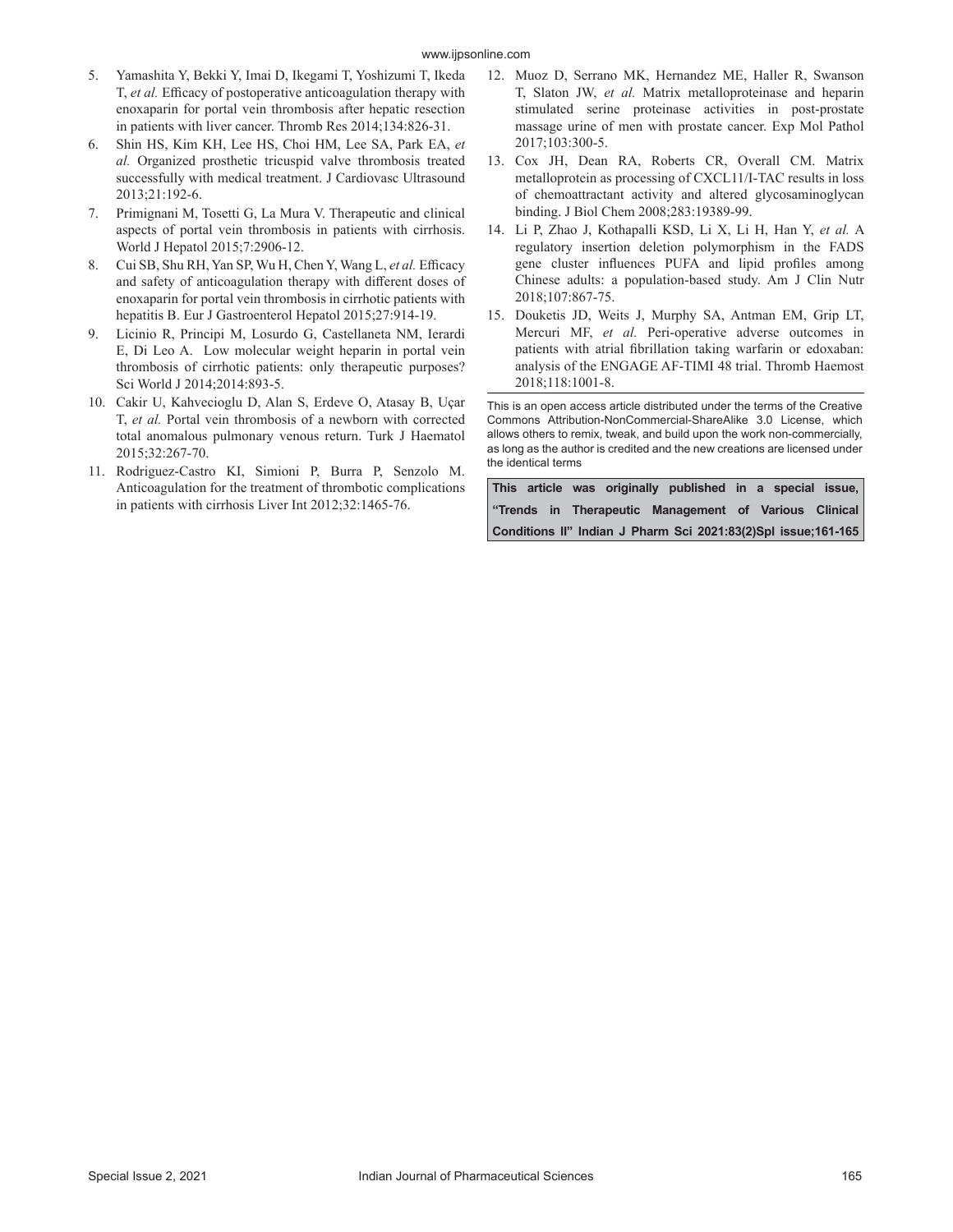5. Yamashita Y, Bekki Y, Imai D, Ikegami T, Yoshizumi T, Ikeda T, *et al.* Efficacy of postoperative anticoagulation therapy with enoxaparin for portal vein thrombosis after hepatic resection in patients with liver cancer. Thromb Res 2014;134:826-31.
6. Shin HS, Kim KH, Lee HS, Choi HM, Lee SA, Park EA, *et al.* Organized prosthetic tricuspid valve thrombosis treated successfully with medical treatment. J Cardiovasc Ultrasound 2013;21:192-6.
7. Primignani M, Tosetti G, La Mura V. Therapeutic and clinical aspects of portal vein thrombosis in patients with cirrhosis. World J Hepatol 2015;7:2906-12.
8. Cui SB, Shu RH, Yan SP, Wu H, Chen Y, Wang L, *et al.* Efficacy and safety of anticoagulation therapy with different doses of enoxaparin for portal vein thrombosis in cirrhotic patients with hepatitis B. Eur J Gastroenterol Hepatol 2015;27:914-19.
9. Licinio R, Principi M, Losurdo G, Castellaneta NM, Ierardi E, Di Leo A. Low molecular weight heparin in portal vein thrombosis of cirrhotic patients: only therapeutic purposes? Sci World J 2014;2014:893-5.
10. Cakir U, Kahvecioglu D, Alan S, Erdeve O, Atasay B, Uçar T, *et al.* Portal vein thrombosis of a newborn with corrected total anomalous pulmonary venous return. Turk J Haematol 2015;32:267-70.
11. Rodriguez-Castro KI, Simioni P, Burra P, Senzolo M. Anticoagulation for the treatment of thrombotic complications in patients with cirrhosis Liver Int 2012;32:1465-76.
12. Muoz D, Serrano MK, Hernandez ME, Haller R, Swanson T, Slaton JW, *et al.* Matrix metalloproteinase and heparin stimulated serine proteinase activities in post-prostate massage urine of men with prostate cancer. Exp Mol Pathol 2017;103:300-5.
13. Cox JH, Dean RA, Roberts CR, Overall CM. Matrix metalloprotein as processing of CXCL11/I-TAC results in loss of chemoattractant activity and altered glycosaminoglycan binding. J Biol Chem 2008;283:19389-99.
14. Li P, Zhao J, Kothapalli KSD, Li X, Li H, Han Y, *et al.* A regulatory insertion deletion polymorphism in the FADS gene cluster influences PUFA and lipid profiles among Chinese adults: a population-based study. Am J Clin Nutr 2018;107:867-75.
15. Douketis JD, Weits J, Murphy SA, Antman EM, Grip LT, Mercuri MF, *et al.* Peri-operative adverse outcomes in patients with atrial fibrillation taking warfarin or edoxaban: analysis of the ENGAGE AF-TIMI 48 trial. Thromb Haemost 2018;118:1001-8.

This is an open access article distributed under the terms of the Creative Commons Attribution-NonCommercial-ShareAlike 3.0 License, which allows others to remix, tweak, and build upon the work non-commercially, as long as the author is credited and the new creations are licensed under the identical terms

**This article was originally published in a special issue, "Trends in Therapeutic Management of Various Clinical Conditions II" Indian J Pharm Sci 2021:83(2)Spl issue;161-165**